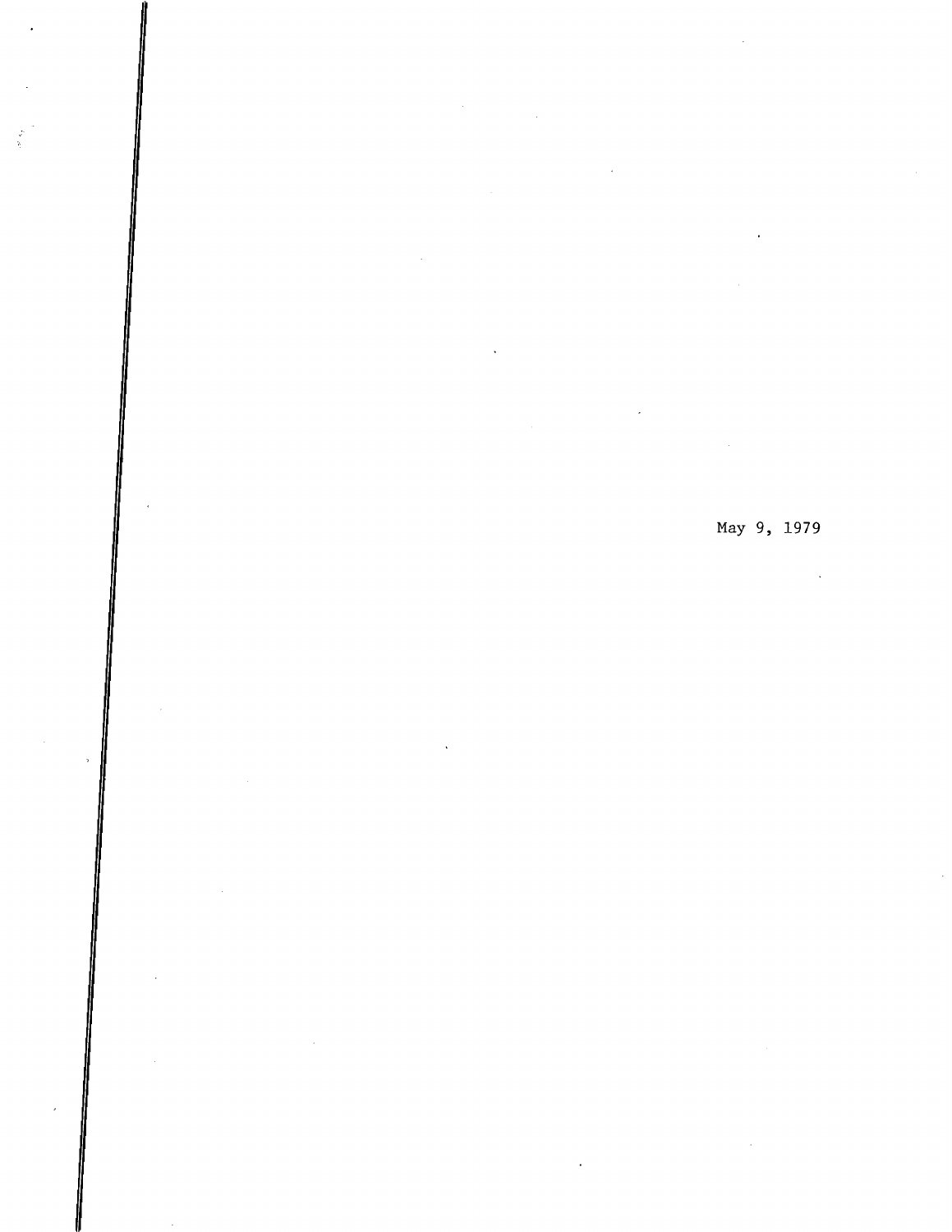May 9, 1979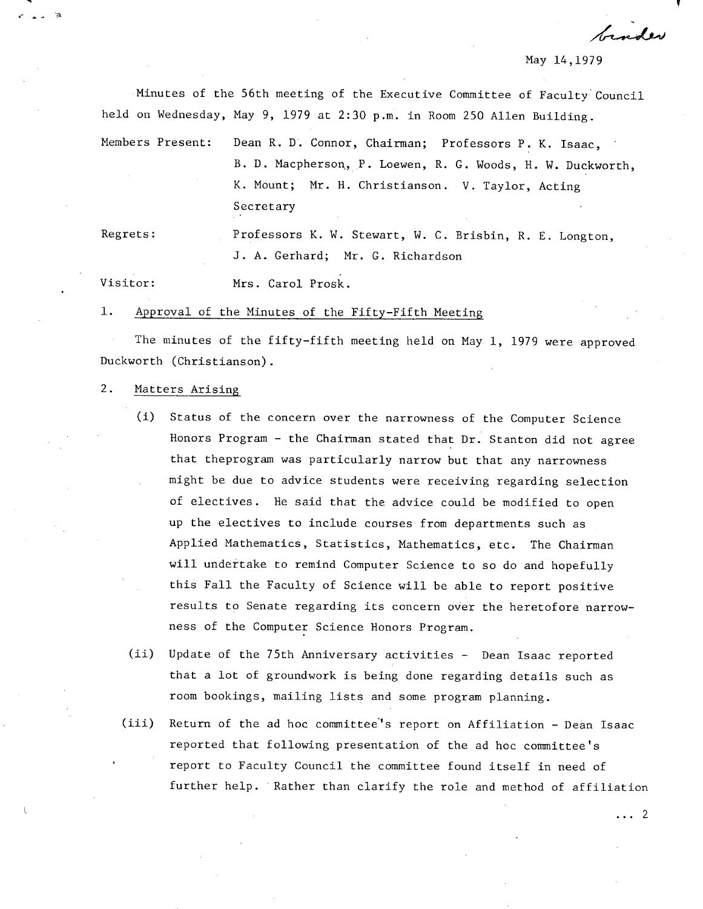binder

May 14,1979

Minutes of the 56th meeting of the Executive Committee of Faculty Council held on Wednesday, May 9, 1979 at 2:30 p.m. in Room 250 Allen Building.

Members Present: Dean R. D. Connor, Chairman; Professors P. K. Isaac, B. D. Macpherson, P. Loewen, R. G. Woods, H. W. Duckworth, K. Mount; Mr. H. Christianson. V. Taylor, Acting Secretary

Regrets: Professors K. W. Stewart, W. C. Brisbin, R. E. Longton, J. A. Gerhard; Mr. G. Richardson

Visitor: Mrs. Carol Prosk.

1. Approval of the Minutes of the Fifty-Fifth Meeting

The minutes of the fifty-fifth meeting held on May 1, 1979 were approved Duckworth (Christianson).

2. Matters Arising

(i) Status of the concern over the narrowness of the Computer Science Honors Program - the Chairman stated that Dr. Stanton did not agree that theprogram was particularly narrow but that any narrowness might be due to advice students were receiving regarding selection of electives. He said that the advice could be modified to open up the electives to include courses from departments such as Applied Mathematics, Statistics, Mathematics, etc. The Chairman will undertake to remind Computer Science to so do and hopefully this Fall the Faculty of Science will be able to report positive results to Senate regarding its concern over the heretofore narrowness of the Computer Science Honors Program.

(ii) Update of the 75th Anniversary activities - Dean Isaac reported that a lot of groundwork is being done regarding details such as room bookings, mailing lists and some program planning.

(iii) Return of the ad hoc committee's report on Affiliation - Dean Isaac reported that following presentation of the ad hoc committee's report to Faculty Council the committee found itself in need of further help. Rather than clarify the role and method of affiliation

... 2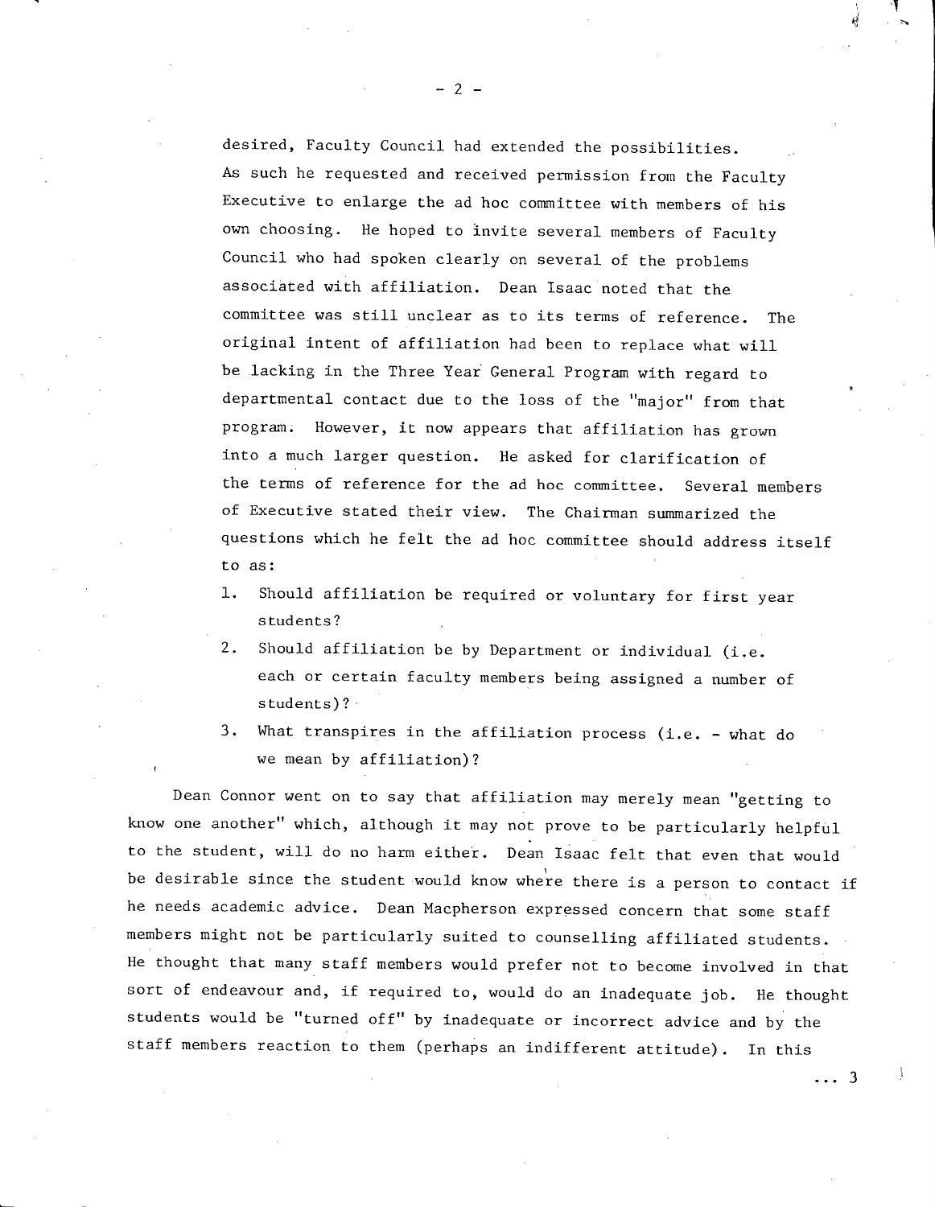desired, Faculty Council had extended the possibilities. As such he requested and received permission from the Faculty Executive to enlarge the ad hoc committee with members of his own choosing. He hoped to invite several members of Faculty Council who had spoken clearly on several of the problems associated with affiliation. Dean Isaac noted that the committee was still unclear as to its terms of reference. The original intent of affiliation had been to replace what will be lacking in the Three Year General Program with regard to departmental contact due to the loss of the "major" from that program. However, it now appears that affiliation has grown into a much larger question. He asked for clarification of the terms of reference for the ad hoc committee. Several members of Executive stated their view. The Chairman summarized the questions which he felt the ad hoc committee should address itself to as:

1. Should affiliation be required or voluntary for first year students?
2. Should affiliation be by Department or individual (i.e. each or certain faculty members being assigned a number of students)?
3. What transpires in the affiliation process (i.e. - what do we mean by affiliation)?

Dean Connor went on to say that affiliation may merely mean "getting to know one another" which, although it may not prove to be particularly helpful to the student, will do no harm either. Dean Isaac felt that even that would be desirable since the student would know where there is a person to contact if he needs academic advice. Dean Macpherson expressed concern that some staff members might not be particularly suited to counselling affiliated students. He thought that many staff members would prefer not to become involved in that sort of endeavour and, if required to, would do an inadequate job. He thought students would be "turned off" by inadequate or incorrect advice and by the staff members reaction to them (perhaps an indifferent attitude). In this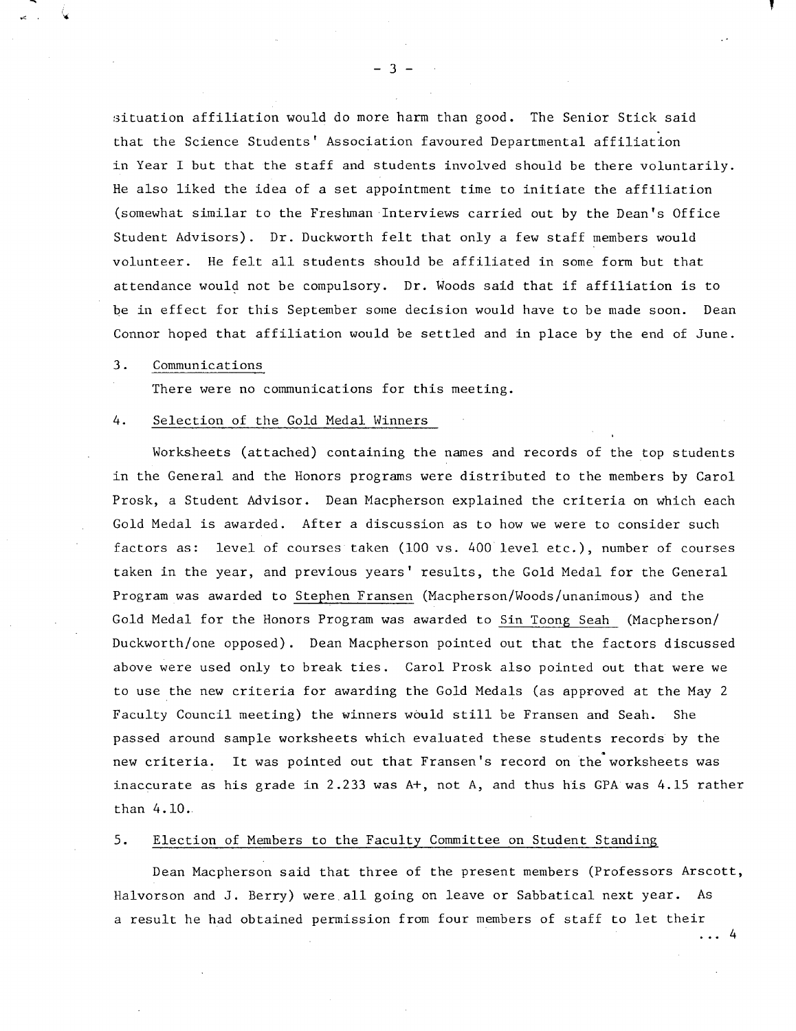situation affiliation would do more harm than good. The Senior Stick said that the Science Students' Association favoured Departmental affiliation in Year I but that the staff and students involved should be there voluntarily. He also liked the idea of a set appointment time to initiate the affiliation (somewhat similar to the Freshman Interviews carried out by the Dean's Office Student Advisors). Dr. Duckworth felt that only a few staff members would volunteer. He felt all students should be affiliated in some form but that attendance would not be compulsory. Dr. Woods said that if affiliation is to be in effect for this September some decision would have to be made soon. Dean Connor hoped that affiliation would be settled and in place by the end of June.

3. Communications

There were no communications for this meeting.

4. Selection of the Gold Medal Winners

Worksheets (attached) containing the names and records of the top students in the General and the Honors programs were distributed to the members by Carol Prosk, a Student Advisor. Dean Macpherson explained the criteria on which each Gold Medal is awarded. After a discussion as to how we were to consider such factors as: level of courses taken (100 vs. 400 level etc.), number of courses taken in the year, and previous years' results, the Gold Medal for the General Program was awarded to Stephen Fransen (Macpherson/Woods/unanimous) and the Gold Medal for the Honors Program was awarded to Sin Toong Seah (Macpherson/Duckworth/one opposed). Dean Macpherson pointed out that the factors discussed above were used only to break ties. Carol Prosk also pointed out that were we to use the new criteria for awarding the Gold Medals (as approved at the May 2 Faculty Council meeting) the winners would still be Fransen and Seah. She passed around sample worksheets which evaluated these students records by the new criteria. It was pointed out that Fransen's record on the worksheets was inaccurate as his grade in 2.233 was A+, not A, and thus his GPA was 4.15 rather than 4.10.

5. Election of Members to the Faculty Committee on Student Standing

Dean Macpherson said that three of the present members (Professors Arscott, Halvorson and J. Berry) were all going on leave or Sabbatical next year. As a result he had obtained permission from four members of staff to let their

... 4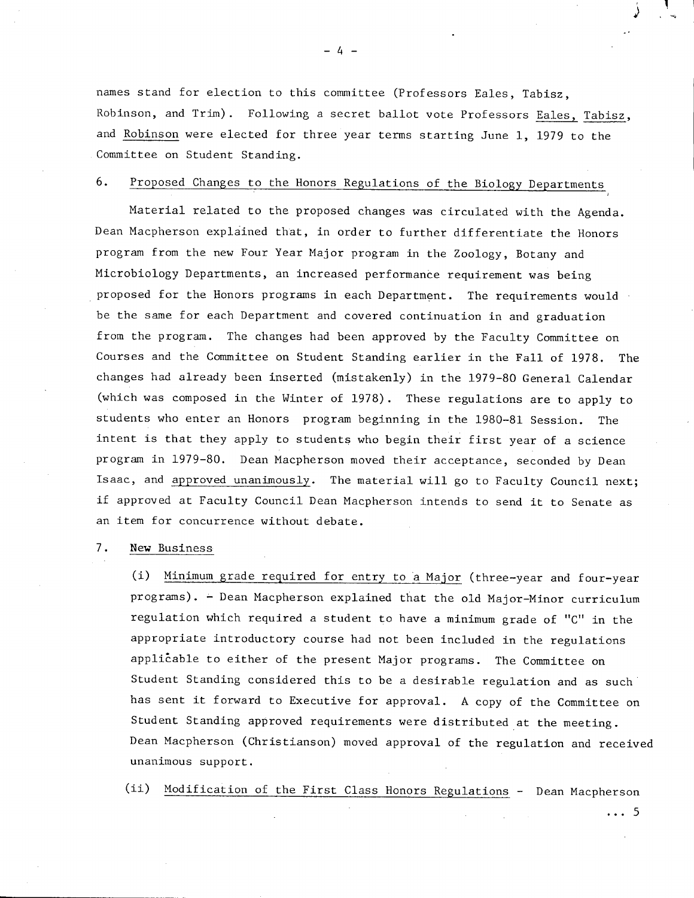names stand for election to this committee (Professors Eales, Tabisz, Robinson, and Trim). Following a secret ballot vote Professors Eales, Tabisz, and Robinson were elected for three year terms starting June 1, 1979 to the Committee on Student Standing.

6. Proposed Changes to the Honors Regulations of the Biology Departments

Material related to the proposed changes was circulated with the Agenda. Dean Macpherson explained that, in order to further differentiate the Honors program from the new Four Year Major program in the Zoology, Botany and Microbiology Departments, an increased performance requirement was being proposed for the Honors programs in each Department. The requirements would be the same for each Department and covered continuation in and graduation from the program. The changes had been approved by the Faculty Committee on Courses and the Committee on Student Standing earlier in the Fall of 1978. The changes had already been inserted (mistakenly) in the 1979-80 General Calendar (which was composed in the Winter of 1978). These regulations are to apply to students who enter an Honors program beginning in the 1980-81 Session. The intent is that they apply to students who begin their first year of a science program in 1979-80. Dean Macpherson moved their acceptance, seconded by Dean Isaac, and approved unanimously. The material will go to Faculty Council next; if approved at Faculty Council Dean Macpherson intends to send it to Senate as an item for concurrence without debate.

7. New Business

(i) Minimum grade required for entry to a Major (three-year and four-year programs). - Dean Macpherson explained that the old Major-Minor curriculum regulation which required a student to have a minimum grade of "C" in the appropriate introductory course had not been included in the regulations applicable to either of the present Major programs. The Committee on Student Standing considered this to be a desirable regulation and as such has sent it forward to Executive for approval. A copy of the Committee on Student Standing approved requirements were distributed at the meeting. Dean Macpherson (Christianson) moved approval of the regulation and received unanimous support.

(ii) Modification of the First Class Honors Regulations - Dean Macpherson

... 5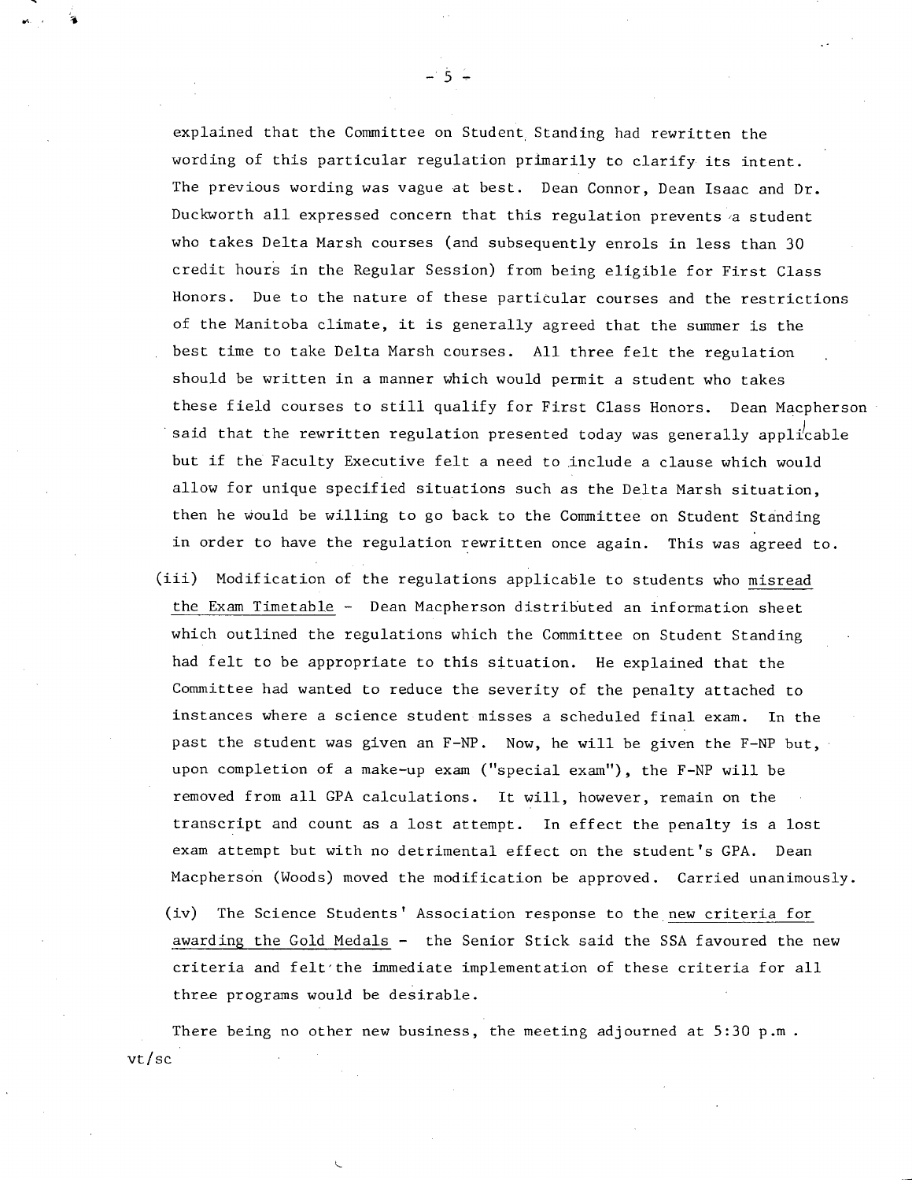explained that the Committee on Student Standing had rewritten the wording of this particular regulation primarily to clarify its intent. The previous wording was vague at best. Dean Connor, Dean Isaac and Dr. Duckworth all expressed concern that this regulation prevents a student who takes Delta Marsh courses (and subsequently enrols in less than 30 credit hours in the Regular Session) from being eligible for First Class Honors. Due to the nature of these particular courses and the restrictions of the Manitoba climate, it is generally agreed that the summer is the best time to take Delta Marsh courses. All three felt the regulation should be written in a manner which would permit a student who takes these field courses to still qualify for First Class Honors. Dean Macpherson said that the rewritten regulation presented today was generally applicable but if the Faculty Executive felt a need to include a clause which would allow for unique specified situations such as the Delta Marsh situation, then he would be willing to go back to the Committee on Student Standing in order to have the regulation rewritten once again. This was agreed to.

(iii) Modification of the regulations applicable to students who misread the Exam Timetable - Dean Macpherson distributed an information sheet which outlined the regulations which the Committee on Student Standing had felt to be appropriate to this situation. He explained that the Committee had wanted to reduce the severity of the penalty attached to instances where a science student misses a scheduled final exam. In the past the student was given an F-NP. Now, he will be given the F-NP but, upon completion of a make-up exam ("special exam"), the F-NP will be removed from all GPA calculations. It will, however, remain on the transcript and count as a lost attempt. In effect the penalty is a lost exam attempt but with no detrimental effect on the student's GPA. Dean Macpherson (Woods) moved the modification be approved. Carried unanimously.

(iv) The Science Students' Association response to the new criteria for awarding the Gold Medals - the Senior Stick said the SSA favoured the new criteria and felt the immediate implementation of these criteria for all three programs would be desirable.

There being no other new business, the meeting adjourned at 5:30 p.m.

vt/sc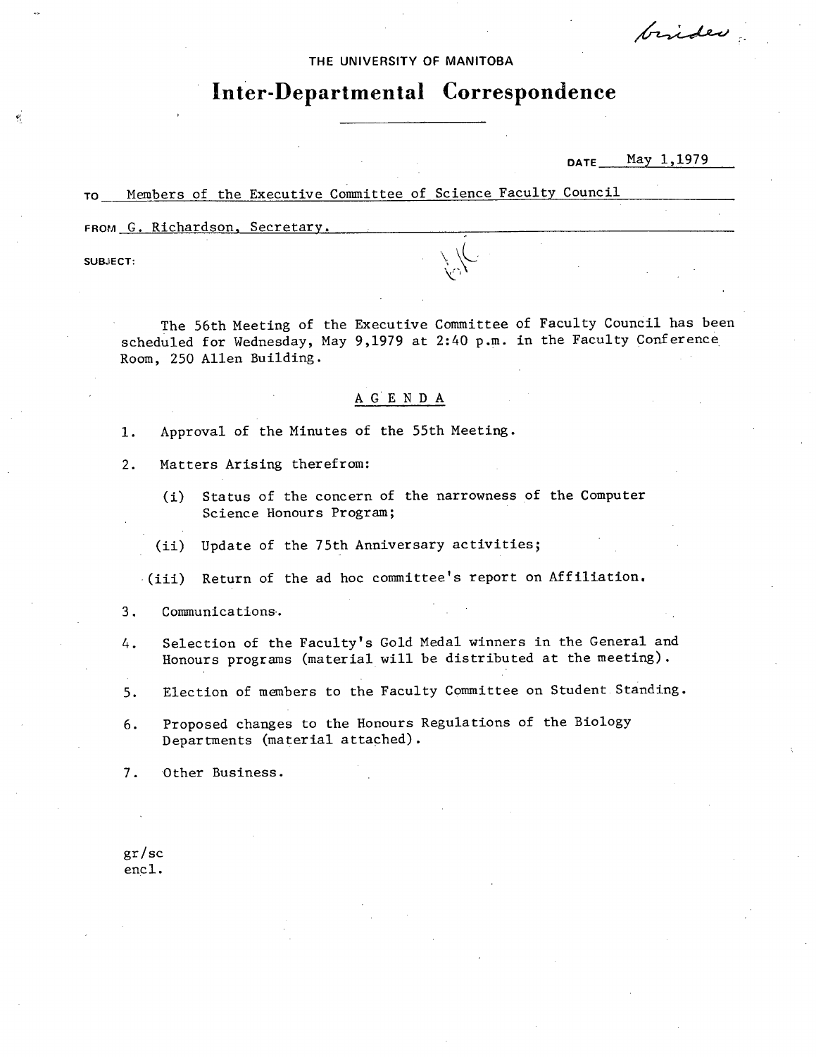brides

THE UNIVERSITY OF MANITOBA

# Inter-Departmental Correspondence

DATE May 1,1979

TO Members of the Executive Committee of Science Faculty Council

FROM G. Richardson, Secretary.

SUBJECT:

The 56th Meeting of the Executive Committee of Faculty Council has been scheduled for Wednesday, May 9,1979 at 2:40 p.m. in the Faculty Conference Room, 250 Allen Building.

## AGENDA

1. Approval of the Minutes of the 55th Meeting.
2. Matters Arising therefrom:
   (i) Status of the concern of the narrowness of the Computer Science Honours Program;
   (ii) Update of the 75th Anniversary activities;
   (iii) Return of the ad hoc committee's report on Affiliation.
3. Communications.
4. Selection of the Faculty's Gold Medal winners in the General and Honours programs (material will be distributed at the meeting).
5. Election of members to the Faculty Committee on Student Standing.
6. Proposed changes to the Honours Regulations of the Biology Departments (material attached).
7. Other Business.

gr/sc
encl.